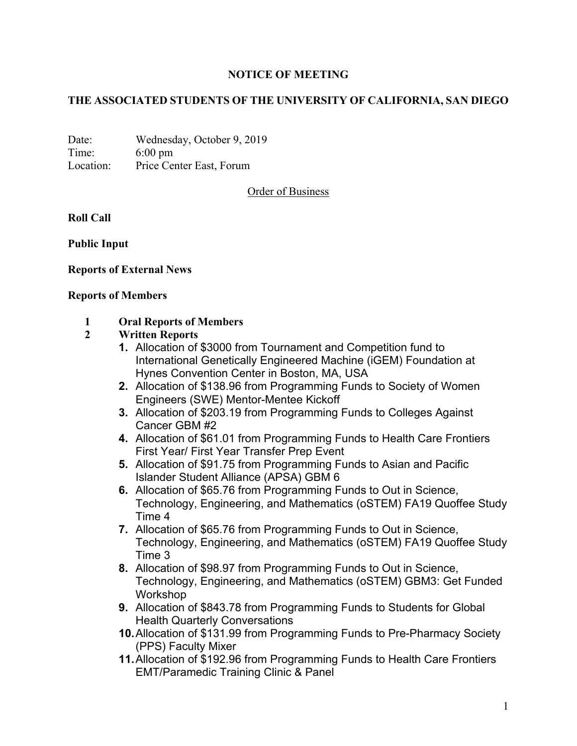**NOTICE OF MEETING**

**THE ASSOCIATED STUDENTS OF THE UNIVERSITY OF CALIFORNIA, SAN DIEGO**

Date: Wednesday, October 9, 2019
Time: 6:00 pm
Location: Price Center East, Forum

Order of Business

**Roll Call**

**Public Input**

**Reports of External News**

**Reports of Members**

1 **Oral Reports of Members**

2 **Written Reports**

1. Allocation of $3000 from Tournament and Competition fund to International Genetically Engineered Machine (iGEM) Foundation at Hynes Convention Center in Boston, MA, USA
2. Allocation of $138.96 from Programming Funds to Society of Women Engineers (SWE) Mentor-Mentee Kickoff
3. Allocation of $203.19 from Programming Funds to Colleges Against Cancer GBM #2
4. Allocation of $61.01 from Programming Funds to Health Care Frontiers First Year/ First Year Transfer Prep Event
5. Allocation of $91.75 from Programming Funds to Asian and Pacific Islander Student Alliance (APSA) GBM 6
6. Allocation of $65.76 from Programming Funds to Out in Science, Technology, Engineering, and Mathematics (oSTEM) FA19 Quoffee Study Time 4
7. Allocation of $65.76 from Programming Funds to Out in Science, Technology, Engineering, and Mathematics (oSTEM) FA19 Quoffee Study Time 3
8. Allocation of $98.97 from Programming Funds to Out in Science, Technology, Engineering, and Mathematics (oSTEM) GBM3: Get Funded Workshop
9. Allocation of $843.78 from Programming Funds to Students for Global Health Quarterly Conversations
10. Allocation of $131.99 from Programming Funds to Pre-Pharmacy Society (PPS) Faculty Mixer
11. Allocation of $192.96 from Programming Funds to Health Care Frontiers EMT/Paramedic Training Clinic & Panel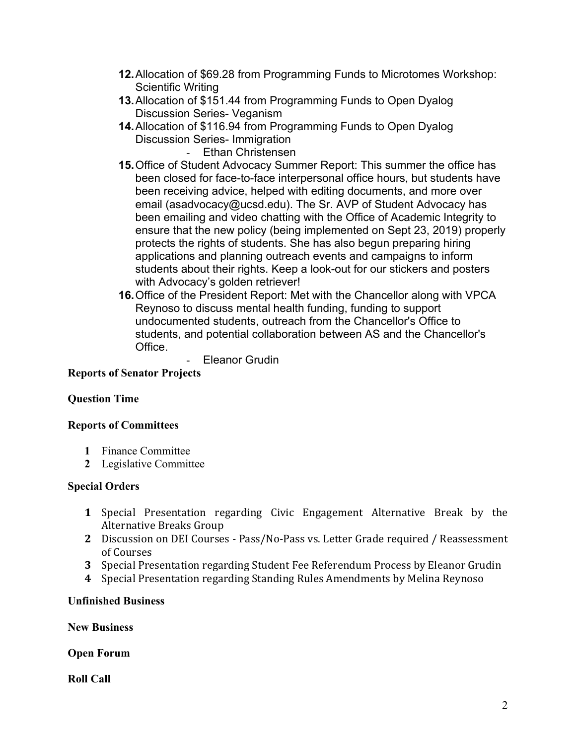12. Allocation of $69.28 from Programming Funds to Microtomes Workshop: Scientific Writing
13. Allocation of $151.44 from Programming Funds to Open Dyalog Discussion Series- Veganism
14. Allocation of $116.94 from Programming Funds to Open Dyalog Discussion Series- Immigration
    - Ethan Christensen
15. Office of Student Advocacy Summer Report: This summer the office has been closed for face-to-face interpersonal office hours, but students have been receiving advice, helped with editing documents, and more over email (asadvocacy@ucsd.edu). The Sr. AVP of Student Advocacy has been emailing and video chatting with the Office of Academic Integrity to ensure that the new policy (being implemented on Sept 23, 2019) properly protects the rights of students. She has also begun preparing hiring applications and planning outreach events and campaigns to inform students about their rights. Keep a look-out for our stickers and posters with Advocacy's golden retriever!
16. Office of the President Report: Met with the Chancellor along with VPCA Reynoso to discuss mental health funding, funding to support undocumented students, outreach from the Chancellor's Office to students, and potential collaboration between AS and the Chancellor's Office.
    - Eleanor Grudin

**Reports of Senator Projects**

**Question Time**

**Reports of Committees**

1. Finance Committee
2. Legislative Committee

**Special Orders**

1. Special Presentation regarding Civic Engagement Alternative Break by the Alternative Breaks Group
2. Discussion on DEI Courses - Pass/No-Pass vs. Letter Grade required / Reassessment of Courses
3. Special Presentation regarding Student Fee Referendum Process by Eleanor Grudin
4. Special Presentation regarding Standing Rules Amendments by Melina Reynoso

**Unfinished Business**

**New Business**

**Open Forum**

**Roll Call**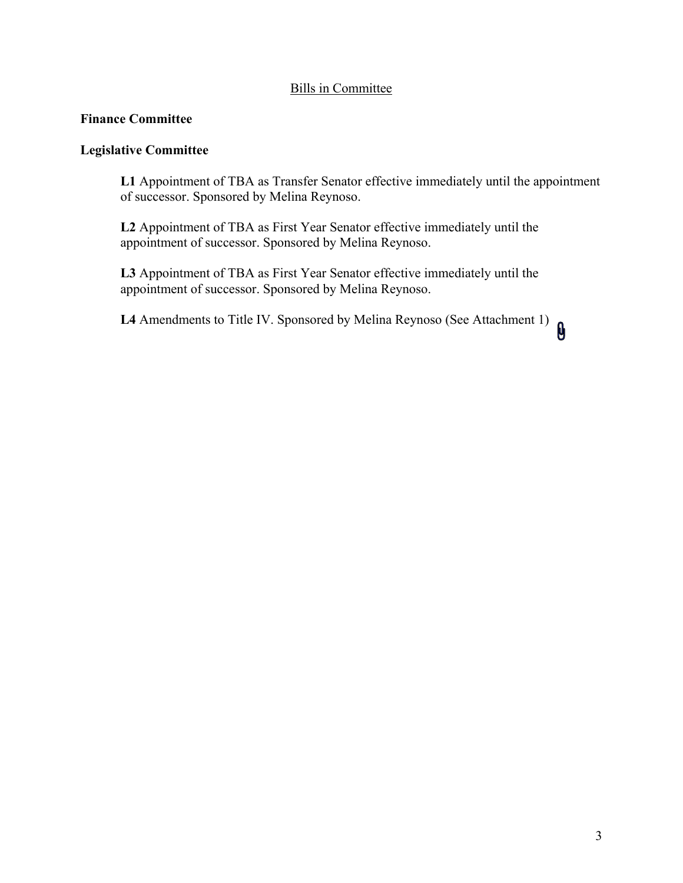## Bills in Committee

**Finance Committee**

**Legislative Committee**

**L1** Appointment of TBA as Transfer Senator effective immediately until the appointment of successor. Sponsored by Melina Reynoso.

**L2** Appointment of TBA as First Year Senator effective immediately until the appointment of successor. Sponsored by Melina Reynoso.

**L3** Appointment of TBA as First Year Senator effective immediately until the appointment of successor. Sponsored by Melina Reynoso.

**L4** Amendments to Title IV. Sponsored by Melina Reynoso (See Attachment 1)